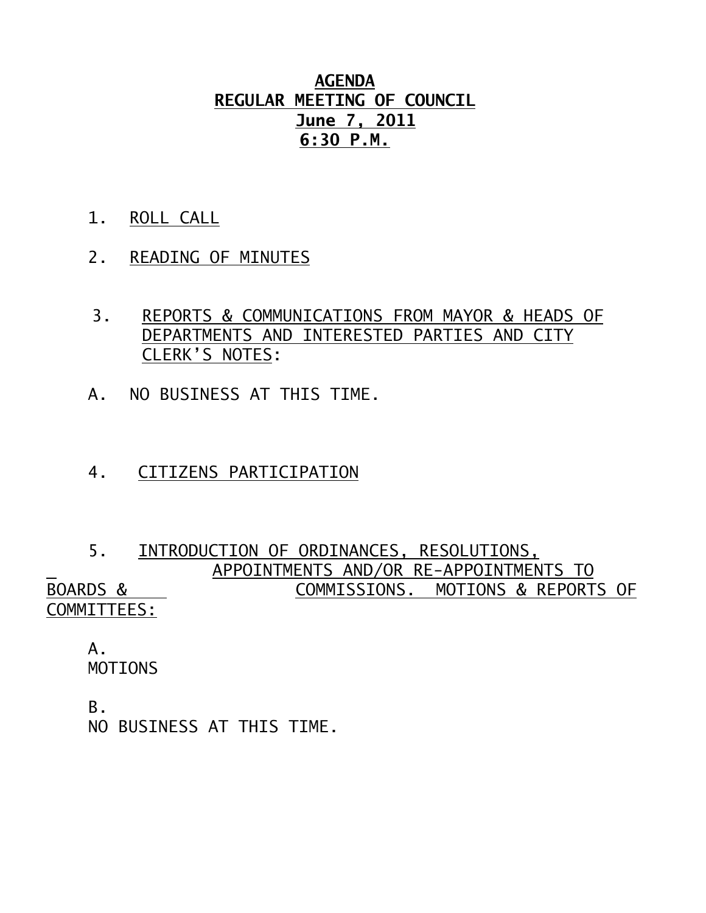# **AGENDA**
## **REGULAR MEETING OF COUNCIL**
## **June 7, 2011**
## **6:30 P.M.**

1. ROLL CALL

2. READING OF MINUTES

3. REPORTS & COMMUNICATIONS FROM MAYOR & HEADS OF DEPARTMENTS AND INTERESTED PARTIES AND CITY CLERK'S NOTES:

A. NO BUSINESS AT THIS TIME.

4. CITIZENS PARTICIPATION

5. INTRODUCTION OF ORDINANCES, RESOLUTIONS, APPOINTMENTS AND/OR RE-APPOINTMENTS TO BOARDS & COMMISSIONS. MOTIONS & REPORTS OF COMMITTEES:

A.
MOTIONS

B.
NO BUSINESS AT THIS TIME.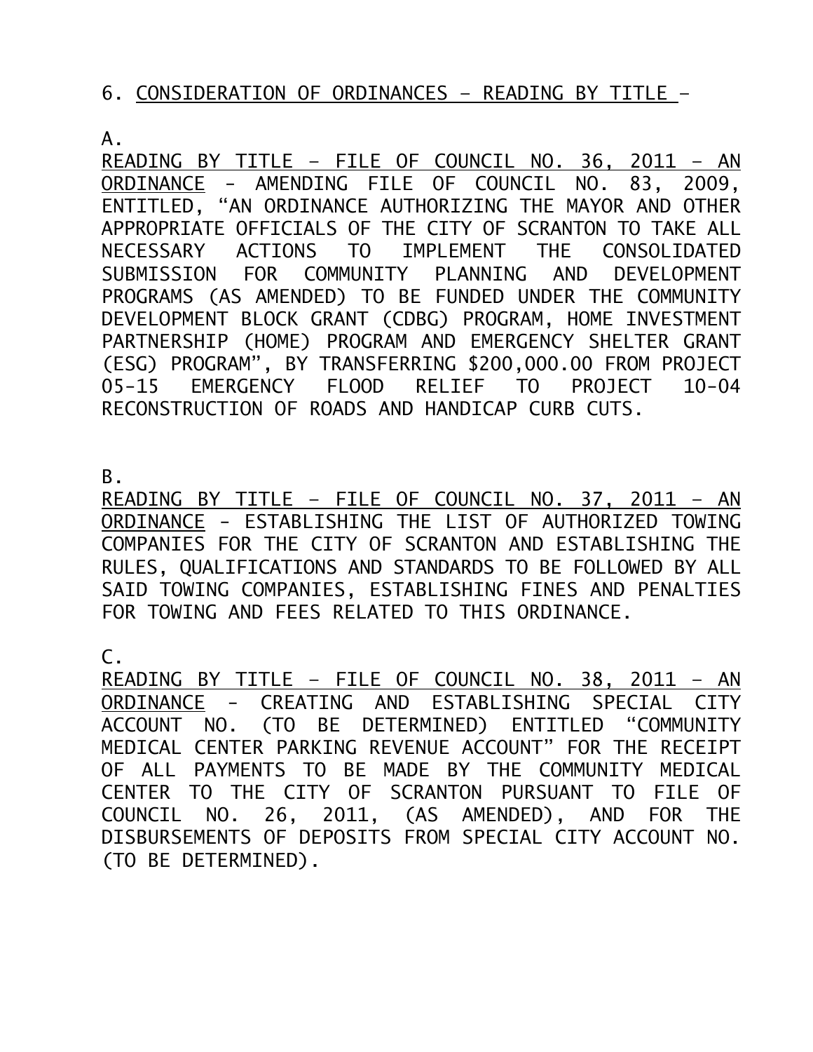6. <u>CONSIDERATION OF ORDINANCES – READING BY TITLE</u> –

A.

<u>READING BY TITLE – FILE OF COUNCIL NO. 36, 2011 – AN ORDINANCE</u> - AMENDING FILE OF COUNCIL NO. 83, 2009, ENTITLED, "AN ORDINANCE AUTHORIZING THE MAYOR AND OTHER APPROPRIATE OFFICIALS OF THE CITY OF SCRANTON TO TAKE ALL NECESSARY ACTIONS TO IMPLEMENT THE CONSOLIDATED SUBMISSION FOR COMMUNITY PLANNING AND DEVELOPMENT PROGRAMS (AS AMENDED) TO BE FUNDED UNDER THE COMMUNITY DEVELOPMENT BLOCK GRANT (CDBG) PROGRAM, HOME INVESTMENT PARTNERSHIP (HOME) PROGRAM AND EMERGENCY SHELTER GRANT (ESG) PROGRAM", BY TRANSFERRING $200,000.00 FROM PROJECT 05-15 EMERGENCY FLOOD RELIEF TO PROJECT 10-04 RECONSTRUCTION OF ROADS AND HANDICAP CURB CUTS.

B.

<u>READING BY TITLE – FILE OF COUNCIL NO. 37, 2011 – AN ORDINANCE</u> - ESTABLISHING THE LIST OF AUTHORIZED TOWING COMPANIES FOR THE CITY OF SCRANTON AND ESTABLISHING THE RULES, QUALIFICATIONS AND STANDARDS TO BE FOLLOWED BY ALL SAID TOWING COMPANIES, ESTABLISHING FINES AND PENALTIES FOR TOWING AND FEES RELATED TO THIS ORDINANCE.

C.

<u>READING BY TITLE – FILE OF COUNCIL NO. 38, 2011 – AN ORDINANCE</u> - CREATING AND ESTABLISHING SPECIAL CITY ACCOUNT NO. (TO BE DETERMINED) ENTITLED "COMMUNITY MEDICAL CENTER PARKING REVENUE ACCOUNT" FOR THE RECEIPT OF ALL PAYMENTS TO BE MADE BY THE COMMUNITY MEDICAL CENTER TO THE CITY OF SCRANTON PURSUANT TO FILE OF COUNCIL NO. 26, 2011, (AS AMENDED), AND FOR THE DISBURSEMENTS OF DEPOSITS FROM SPECIAL CITY ACCOUNT NO. (TO BE DETERMINED).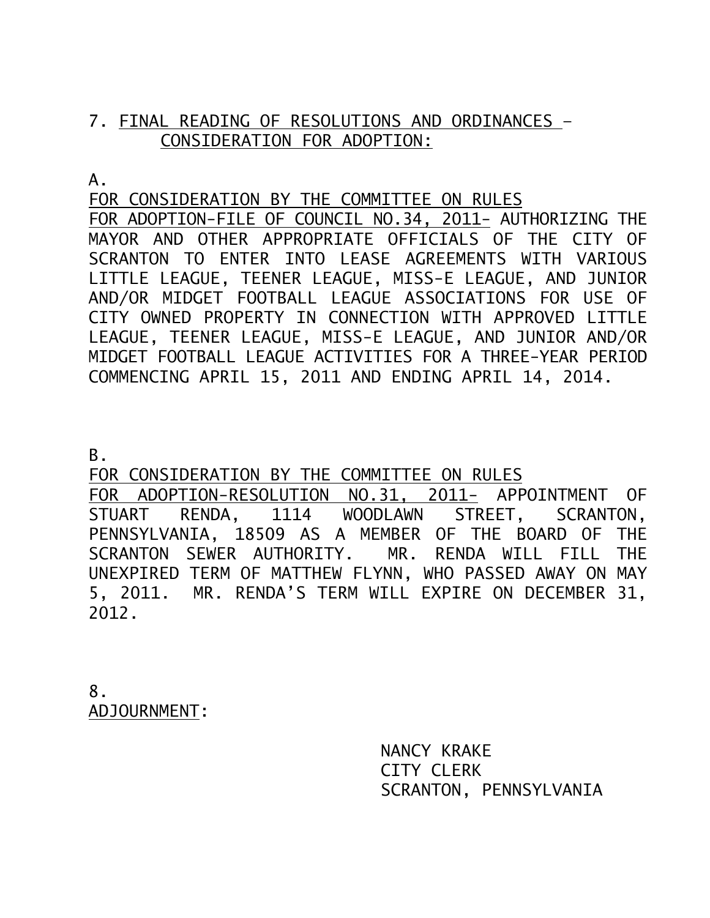7. FINAL READING OF RESOLUTIONS AND ORDINANCES – CONSIDERATION FOR ADOPTION:

A.

FOR CONSIDERATION BY THE COMMITTEE ON RULES

FOR ADOPTION-FILE OF COUNCIL NO.34, 2011- AUTHORIZING THE MAYOR AND OTHER APPROPRIATE OFFICIALS OF THE CITY OF SCRANTON TO ENTER INTO LEASE AGREEMENTS WITH VARIOUS LITTLE LEAGUE, TEENER LEAGUE, MISS-E LEAGUE, AND JUNIOR AND/OR MIDGET FOOTBALL LEAGUE ASSOCIATIONS FOR USE OF CITY OWNED PROPERTY IN CONNECTION WITH APPROVED LITTLE LEAGUE, TEENER LEAGUE, MISS-E LEAGUE, AND JUNIOR AND/OR MIDGET FOOTBALL LEAGUE ACTIVITIES FOR A THREE-YEAR PERIOD COMMENCING APRIL 15, 2011 AND ENDING APRIL 14, 2014.

B.

FOR CONSIDERATION BY THE COMMITTEE ON RULES

FOR ADOPTION-RESOLUTION NO.31, 2011- APPOINTMENT OF STUART RENDA, 1114 WOODLAWN STREET, SCRANTON, PENNSYLVANIA, 18509 AS A MEMBER OF THE BOARD OF THE SCRANTON SEWER AUTHORITY. MR. RENDA WILL FILL THE UNEXPIRED TERM OF MATTHEW FLYNN, WHO PASSED AWAY ON MAY 5, 2011. MR. RENDA'S TERM WILL EXPIRE ON DECEMBER 31, 2012.

8.

ADJOURNMENT:

NANCY KRAKE
CITY CLERK
SCRANTON, PENNSYLVANIA